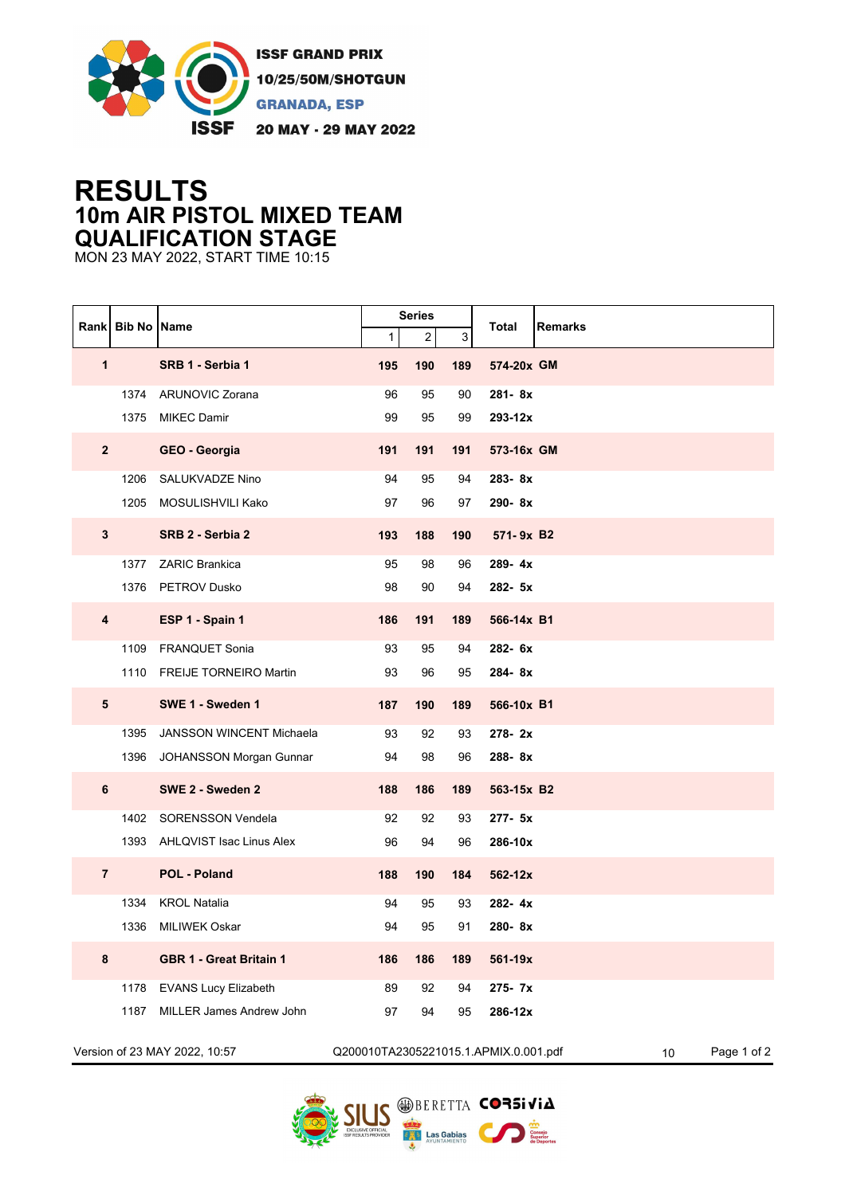ISSF GRAND PRIX
10/25/50M/SHOTGUN
GRANADA, ESP
20 MAY - 29 MAY 2022

# RESULTS
## 10m AIR PISTOL MIXED TEAM
## QUALIFICATION STAGE

MON 23 MAY 2022, START TIME 10:15

| Rank | Bib No | Name | Series 1 | Series 2 | Series 3 | Total | Remarks |
|---|---|---|---|---|---|---|---|
| **1** | | **SRB 1 - Serbia 1** | **195** | **190** | **189** | **574-20x** | **GM** |
| | 1374 | ARUNOVIC Zorana | 96 | 95 | 90 | **281- 8x** | |
| | 1375 | MIKEC Damir | 99 | 95 | 99 | **293-12x** | |
| **2** | | **GEO - Georgia** | **191** | **191** | **191** | **573-16x** | **GM** |
| | 1206 | SALUKVADZE Nino | 94 | 95 | 94 | **283- 8x** | |
| | 1205 | MOSULISHVILI Kako | 97 | 96 | 97 | **290- 8x** | |
| **3** | | **SRB 2 - Serbia 2** | **193** | **188** | **190** | **571- 9x** | **B2** |
| | 1377 | ZARIC Brankica | 95 | 98 | 96 | **289- 4x** | |
| | 1376 | PETROV Dusko | 98 | 90 | 94 | **282- 5x** | |
| **4** | | **ESP 1 - Spain 1** | **186** | **191** | **189** | **566-14x** | **B1** |
| | 1109 | FRANQUET Sonia | 93 | 95 | 94 | **282- 6x** | |
| | 1110 | FREIJE TORNEIRO Martin | 93 | 96 | 95 | **284- 8x** | |
| **5** | | **SWE 1 - Sweden 1** | **187** | **190** | **189** | **566-10x** | **B1** |
| | 1395 | JANSSON WINCENT Michaela | 93 | 92 | 93 | **278- 2x** | |
| | 1396 | JOHANSSON Morgan Gunnar | 94 | 98 | 96 | **288- 8x** | |
| **6** | | **SWE 2 - Sweden 2** | **188** | **186** | **189** | **563-15x** | **B2** |
| | 1402 | SORENSSON Vendela | 92 | 92 | 93 | **277- 5x** | |
| | 1393 | AHLQVIST Isac Linus Alex | 96 | 94 | 96 | **286-10x** | |
| **7** | | **POL - Poland** | **188** | **190** | **184** | **562-12x** | |
| | 1334 | KROL Natalia | 94 | 95 | 93 | **282- 4x** | |
| | 1336 | MILIWEK Oskar | 94 | 95 | 91 | **280- 8x** | |
| **8** | | **GBR 1 - Great Britain 1** | **186** | **186** | **189** | **561-19x** | |
| | 1178 | EVANS Lucy Elizabeth | 89 | 92 | 94 | **275- 7x** | |
| | 1187 | MILLER James Andrew John | 97 | 94 | 95 | **286-12x** | |

Version of 23 MAY 2022, 10:57 Q200010TA2305221015.1.APMIX.0.001.pdf 10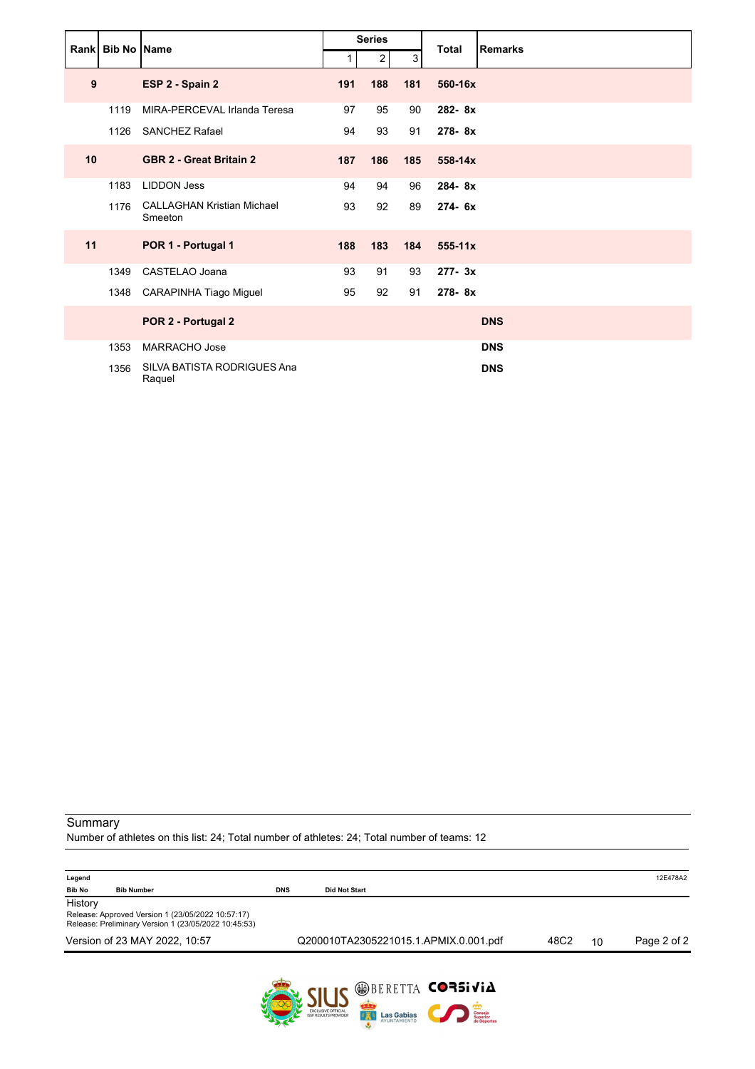| Rank | Bib No | Name | Series | | | Total | Remarks |
|---|---|---|---|---|---|---|---|
| | | | 1 | 2 | 3 | | |
| **9** | | **ESP 2 - Spain 2** | **191** | **188** | **181** | **560-16x** | |
| | 1119 | MIRA-PERCEVAL Irlanda Teresa | 97 | 95 | 90 | **282- 8x** | |
| | 1126 | SANCHEZ Rafael | 94 | 93 | 91 | **278- 8x** | |
| **10** | | **GBR 2 - Great Britain 2** | **187** | **186** | **185** | **558-14x** | |
| | 1183 | LIDDON Jess | 94 | 94 | 96 | **284- 8x** | |
| | 1176 | CALLAGHAN Kristian Michael Smeeton | 93 | 92 | 89 | **274- 6x** | |
| **11** | | **POR 1 - Portugal 1** | **188** | **183** | **184** | **555-11x** | |
| | 1349 | CASTELAO Joana | 93 | 91 | 93 | **277- 3x** | |
| | 1348 | CARAPINHA Tiago Miguel | 95 | 92 | 91 | **278- 8x** | |
| | | **POR 2 - Portugal 2** | | | | | **DNS** |
| | 1353 | MARRACHO Jose | | | | | **DNS** |
| | 1356 | SILVA BATISTA RODRIGUES Ana Raquel | | | | | **DNS** |

## Summary

Number of athletes on this list: 24; Total number of athletes: 24; Total number of teams: 12

**Legend** 12E478A2

| | | | |
|---|---|---|---|
| **Bib No** | **Bib Number** | **DNS** | **Did Not Start** |

History

Release: Approved Version 1 (23/05/2022 10:57:17)
Release: Preliminary Version 1 (23/05/2022 10:45:53)

Version of 23 MAY 2022, 10:57 Q200010TA2305221015.1.APMIX.0.001.pdf 48C2 10